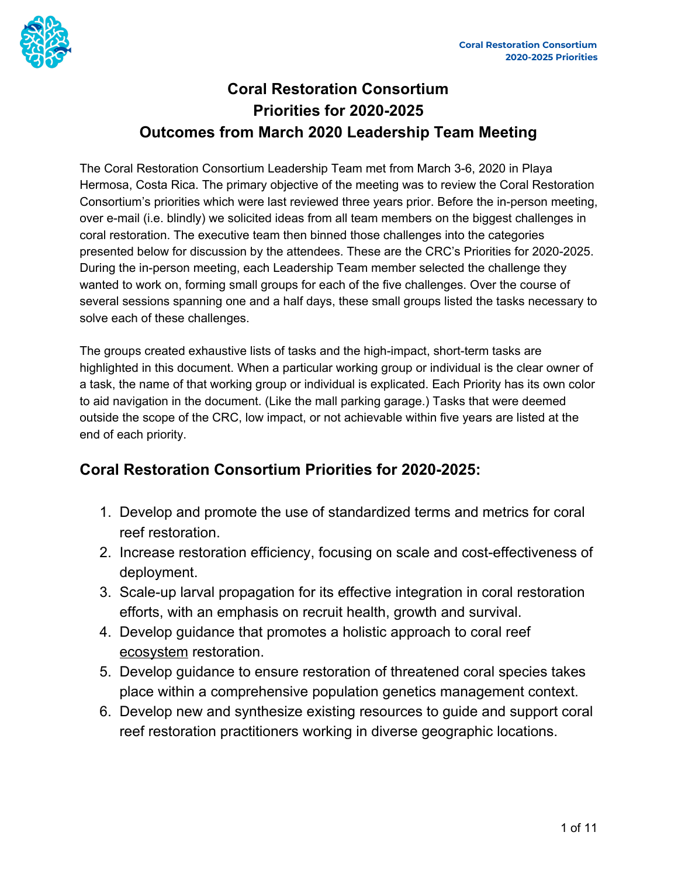# Coral Restoration Consortium
# Priorities for 2020-2025
# Outcomes from March 2020 Leadership Team Meeting

The Coral Restoration Consortium Leadership Team met from March 3-6, 2020 in Playa Hermosa, Costa Rica. The primary objective of the meeting was to review the Coral Restoration Consortium's priorities which were last reviewed three years prior. Before the in-person meeting, over e-mail (i.e. blindly) we solicited ideas from all team members on the biggest challenges in coral restoration. The executive team then binned those challenges into the categories presented below for discussion by the attendees. These are the CRC's Priorities for 2020-2025. During the in-person meeting, each Leadership Team member selected the challenge they wanted to work on, forming small groups for each of the five challenges. Over the course of several sessions spanning one and a half days, these small groups listed the tasks necessary to solve each of these challenges.

The groups created exhaustive lists of tasks and the high-impact, short-term tasks are highlighted in this document. When a particular working group or individual is the clear owner of a task, the name of that working group or individual is explicated. Each Priority has its own color to aid navigation in the document. (Like the mall parking garage.) Tasks that were deemed outside the scope of the CRC, low impact, or not achievable within five years are listed at the end of each priority.

## Coral Restoration Consortium Priorities for 2020-2025:

1. Develop and promote the use of standardized terms and metrics for coral reef restoration.
2. Increase restoration efficiency, focusing on scale and cost-effectiveness of deployment.
3. Scale-up larval propagation for its effective integration in coral restoration efforts, with an emphasis on recruit health, growth and survival.
4. Develop guidance that promotes a holistic approach to coral reef ecosystem restoration.
5. Develop guidance to ensure restoration of threatened coral species takes place within a comprehensive population genetics management context.
6. Develop new and synthesize existing resources to guide and support coral reef restoration practitioners working in diverse geographic locations.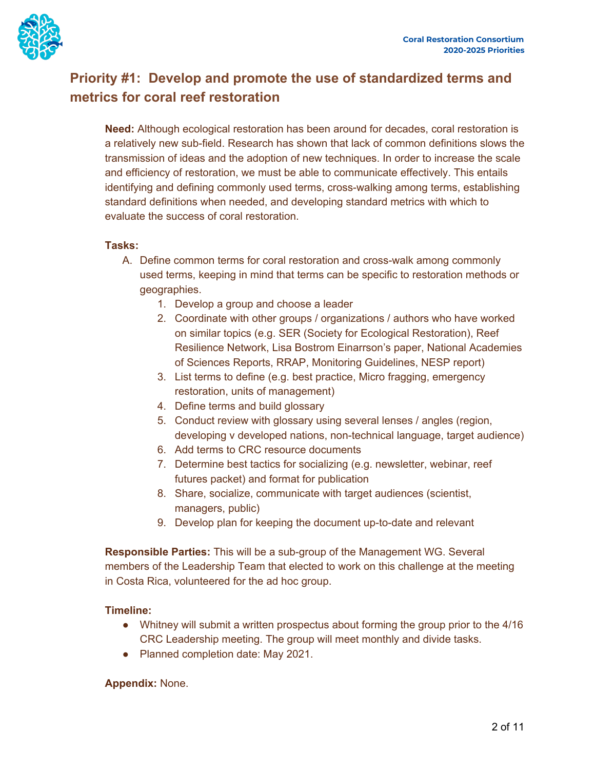## Priority #1: Develop and promote the use of standardized terms and metrics for coral reef restoration

**Need:** Although ecological restoration has been around for decades, coral restoration is a relatively new sub-field. Research has shown that lack of common definitions slows the transmission of ideas and the adoption of new techniques. In order to increase the scale and efficiency of restoration, we must be able to communicate effectively. This entails identifying and defining commonly used terms, cross-walking among terms, establishing standard definitions when needed, and developing standard metrics with which to evaluate the success of coral restoration.

**Tasks:**

A. Define common terms for coral restoration and cross-walk among commonly used terms, keeping in mind that terms can be specific to restoration methods or geographies.
   1. Develop a group and choose a leader
   2. Coordinate with other groups / organizations / authors who have worked on similar topics (e.g. SER (Society for Ecological Restoration), Reef Resilience Network, Lisa Bostrom Einarrson's paper, National Academies of Sciences Reports, RRAP, Monitoring Guidelines, NESP report)
   3. List terms to define (e.g. best practice, Micro fragging, emergency restoration, units of management)
   4. Define terms and build glossary
   5. Conduct review with glossary using several lenses / angles (region, developing v developed nations, non-technical language, target audience)
   6. Add terms to CRC resource documents
   7. Determine best tactics for socializing (e.g. newsletter, webinar, reef futures packet) and format for publication
   8. Share, socialize, communicate with target audiences (scientist, managers, public)
   9. Develop plan for keeping the document up-to-date and relevant

**Responsible Parties:** This will be a sub-group of the Management WG. Several members of the Leadership Team that elected to work on this challenge at the meeting in Costa Rica, volunteered for the ad hoc group.

**Timeline:**

- Whitney will submit a written prospectus about forming the group prior to the 4/16 CRC Leadership meeting. The group will meet monthly and divide tasks.
- Planned completion date: May 2021.

**Appendix:** None.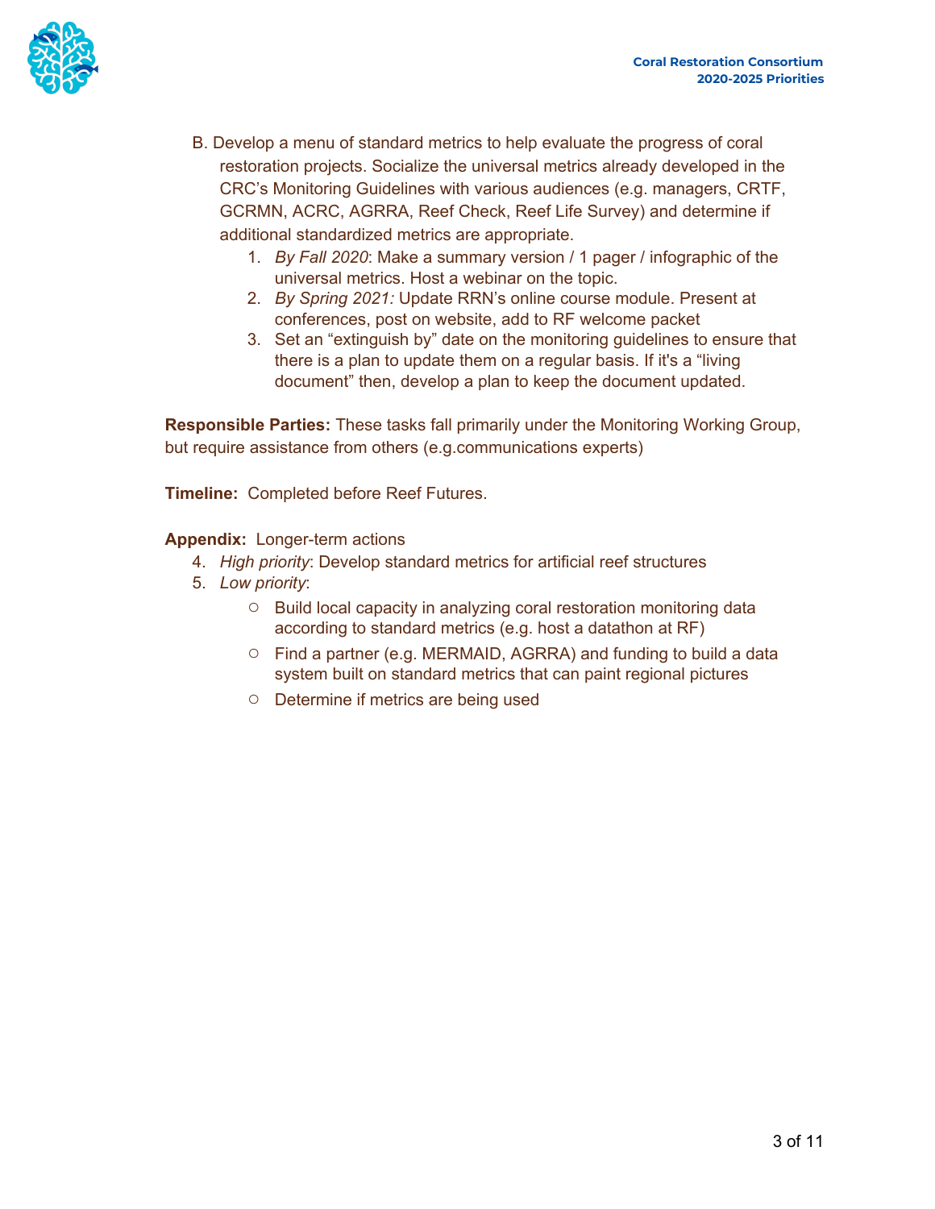B. Develop a menu of standard metrics to help evaluate the progress of coral restoration projects. Socialize the universal metrics already developed in the CRC's Monitoring Guidelines with various audiences (e.g. managers, CRTF, GCRMN, ACRC, AGRRA, Reef Check, Reef Life Survey) and determine if additional standardized metrics are appropriate.

1. *By Fall 2020*: Make a summary version / 1 pager / infographic of the universal metrics. Host a webinar on the topic.
2. *By Spring 2021:* Update RRN's online course module. Present at conferences, post on website, add to RF welcome packet
3. Set an "extinguish by" date on the monitoring guidelines to ensure that there is a plan to update them on a regular basis. If it's a "living document" then, develop a plan to keep the document updated.

**Responsible Parties:** These tasks fall primarily under the Monitoring Working Group, but require assistance from others (e.g.communications experts)

**Timeline:** Completed before Reef Futures.

**Appendix:** Longer-term actions

4. *High priority*: Develop standard metrics for artificial reef structures
5. *Low priority*:
    - Build local capacity in analyzing coral restoration monitoring data according to standard metrics (e.g. host a datathon at RF)
    - Find a partner (e.g. MERMAID, AGRRA) and funding to build a data system built on standard metrics that can paint regional pictures
    - Determine if metrics are being used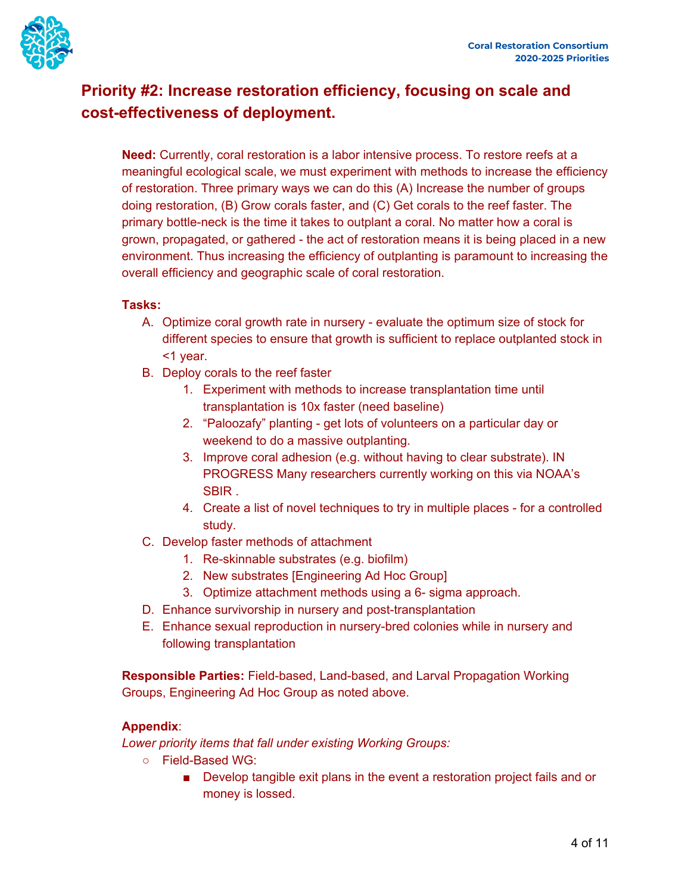## Priority #2: Increase restoration efficiency, focusing on scale and cost-effectiveness of deployment.

**Need:** Currently, coral restoration is a labor intensive process. To restore reefs at a meaningful ecological scale, we must experiment with methods to increase the efficiency of restoration. Three primary ways we can do this (A) Increase the number of groups doing restoration, (B) Grow corals faster, and (C) Get corals to the reef faster. The primary bottle-neck is the time it takes to outplant a coral. No matter how a coral is grown, propagated, or gathered - the act of restoration means it is being placed in a new environment. Thus increasing the efficiency of outplanting is paramount to increasing the overall efficiency and geographic scale of coral restoration.

**Tasks:**

A. Optimize coral growth rate in nursery - evaluate the optimum size of stock for different species to ensure that growth is sufficient to replace outplanted stock in <1 year.
B. Deploy corals to the reef faster
   1. Experiment with methods to increase transplantation time until transplantation is 10x faster (need baseline)
   2. "Paloozafy" planting - get lots of volunteers on a particular day or weekend to do a massive outplanting.
   3. Improve coral adhesion (e.g. without having to clear substrate). IN PROGRESS Many researchers currently working on this via NOAA's SBIR .
   4. Create a list of novel techniques to try in multiple places - for a controlled study.
C. Develop faster methods of attachment
   1. Re-skinnable substrates (e.g. biofilm)
   2. New substrates [Engineering Ad Hoc Group]
   3. Optimize attachment methods using a 6- sigma approach.
D. Enhance survivorship in nursery and post-transplantation
E. Enhance sexual reproduction in nursery-bred colonies while in nursery and following transplantation

**Responsible Parties:** Field-based, Land-based, and Larval Propagation Working Groups, Engineering Ad Hoc Group as noted above.

**Appendix**:

*Lower priority items that fall under existing Working Groups:*

- Field-Based WG:
  - Develop tangible exit plans in the event a restoration project fails and or money is lossed.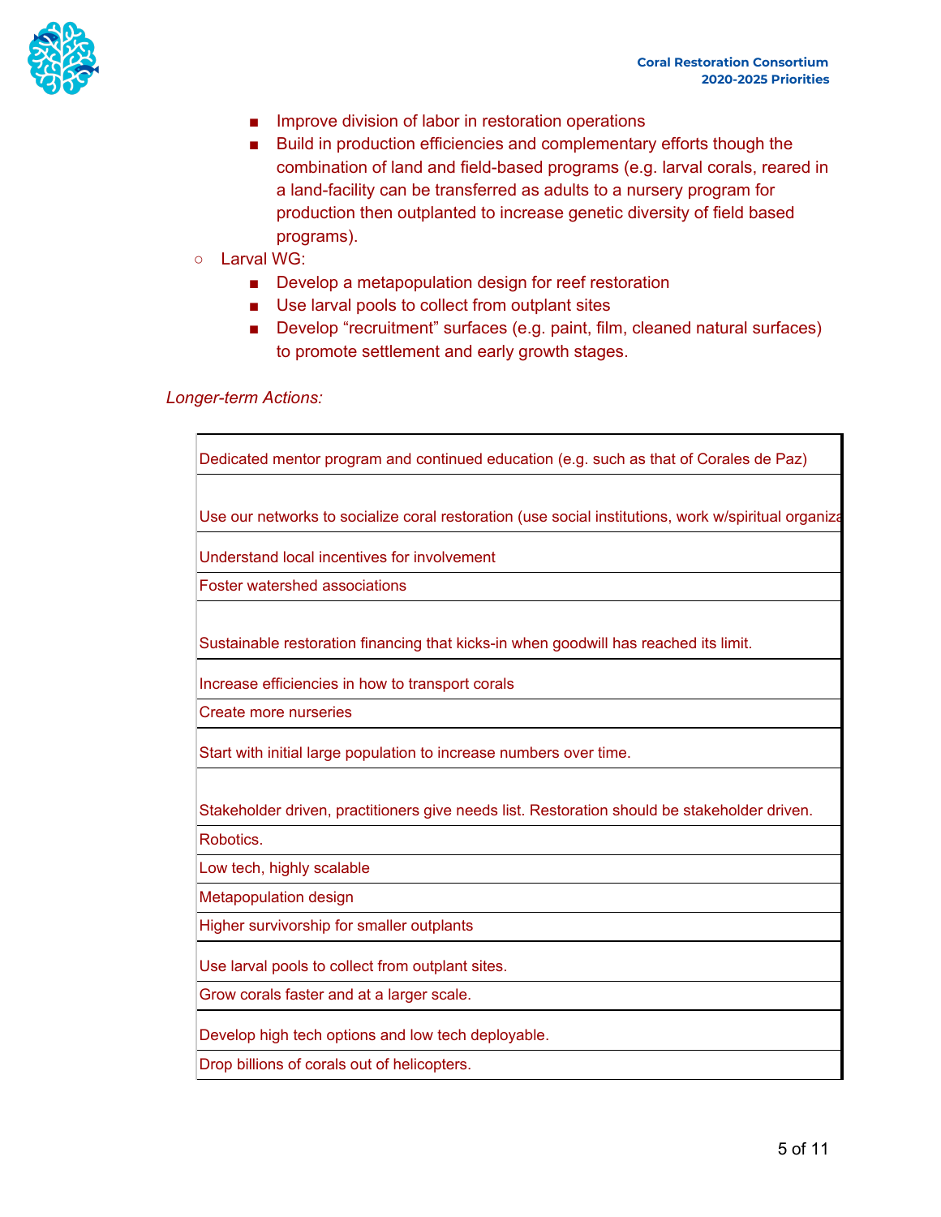- Improve division of labor in restoration operations
- Build in production efficiencies and complementary efforts though the combination of land and field-based programs (e.g. larval corals, reared in a land-facility can be transferred as adults to a nursery program for production then outplanted to increase genetic diversity of field based programs).

- Larval WG:
  - Develop a metapopulation design for reef restoration
  - Use larval pools to collect from outplant sites
  - Develop "recruitment" surfaces (e.g. paint, film, cleaned natural surfaces) to promote settlement and early growth stages.

*Longer-term Actions:*

| |
|---|
| Dedicated mentor program and continued education (e.g. such as that of Corales de Paz) |
| Use our networks to socialize coral restoration (use social institutions, work w/spiritual organiza |
| Understand local incentives for involvement |
| Foster watershed associations |
| Sustainable restoration financing that kicks-in when goodwill has reached its limit. |
| Increase efficiencies in how to transport corals |
| Create more nurseries |
| Start with initial large population to increase numbers over time. |
| Stakeholder driven, practitioners give needs list. Restoration should be stakeholder driven. |
| Robotics. |
| Low tech, highly scalable |
| Metapopulation design |
| Higher survivorship for smaller outplants |
| Use larval pools to collect from outplant sites. |
| Grow corals faster and at a larger scale. |
| Develop high tech options and low tech deployable. |
| Drop billions of corals out of helicopters. |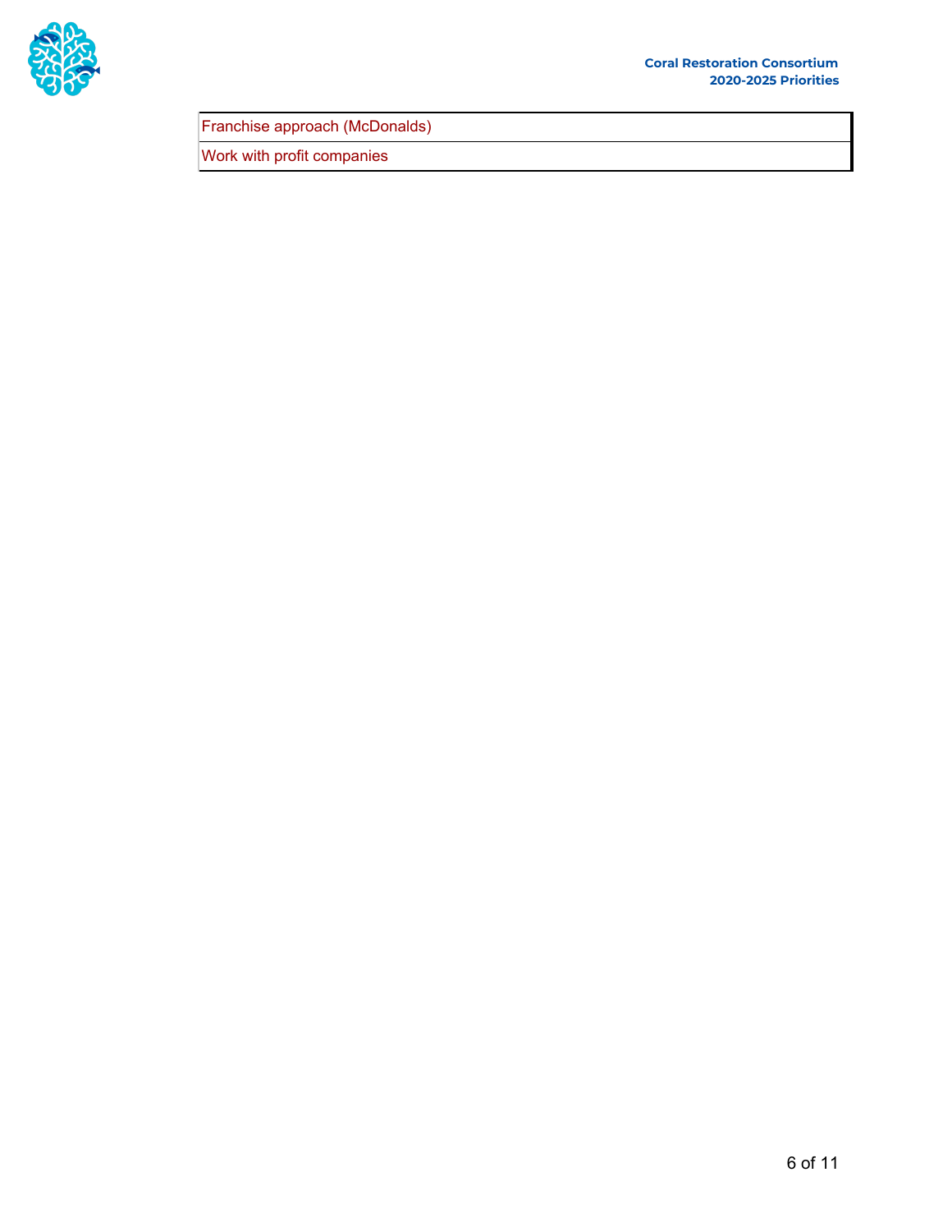| Franchise approach (McDonalds) |
| --- |
| Work with profit companies |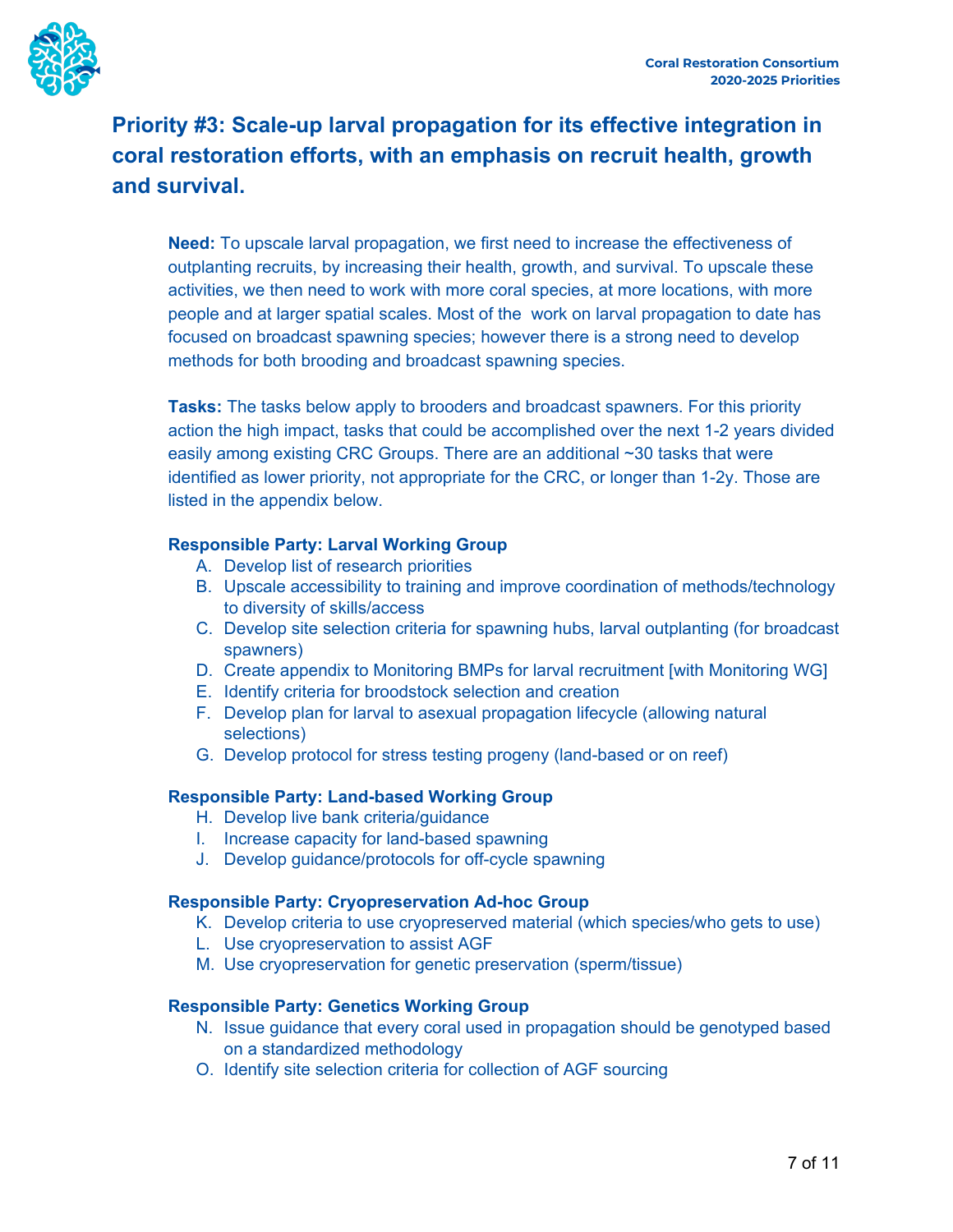## Priority #3: Scale-up larval propagation for its effective integration in coral restoration efforts, with an emphasis on recruit health, growth and survival.

**Need:** To upscale larval propagation, we first need to increase the effectiveness of outplanting recruits, by increasing their health, growth, and survival. To upscale these activities, we then need to work with more coral species, at more locations, with more people and at larger spatial scales. Most of the work on larval propagation to date has focused on broadcast spawning species; however there is a strong need to develop methods for both brooding and broadcast spawning species.

**Tasks:** The tasks below apply to brooders and broadcast spawners. For this priority action the high impact, tasks that could be accomplished over the next 1-2 years divided easily among existing CRC Groups. There are an additional ~30 tasks that were identified as lower priority, not appropriate for the CRC, or longer than 1-2y. Those are listed in the appendix below.

**Responsible Party: Larval Working Group**

A. Develop list of research priorities
B. Upscale accessibility to training and improve coordination of methods/technology to diversity of skills/access
C. Develop site selection criteria for spawning hubs, larval outplanting (for broadcast spawners)
D. Create appendix to Monitoring BMPs for larval recruitment [with Monitoring WG]
E. Identify criteria for broodstock selection and creation
F. Develop plan for larval to asexual propagation lifecycle (allowing natural selections)
G. Develop protocol for stress testing progeny (land-based or on reef)

**Responsible Party: Land-based Working Group**

H. Develop live bank criteria/guidance
I. Increase capacity for land-based spawning
J. Develop guidance/protocols for off-cycle spawning

**Responsible Party: Cryopreservation Ad-hoc Group**

K. Develop criteria to use cryopreserved material (which species/who gets to use)
L. Use cryopreservation to assist AGF
M. Use cryopreservation for genetic preservation (sperm/tissue)

**Responsible Party: Genetics Working Group**

N. Issue guidance that every coral used in propagation should be genotyped based on a standardized methodology
O. Identify site selection criteria for collection of AGF sourcing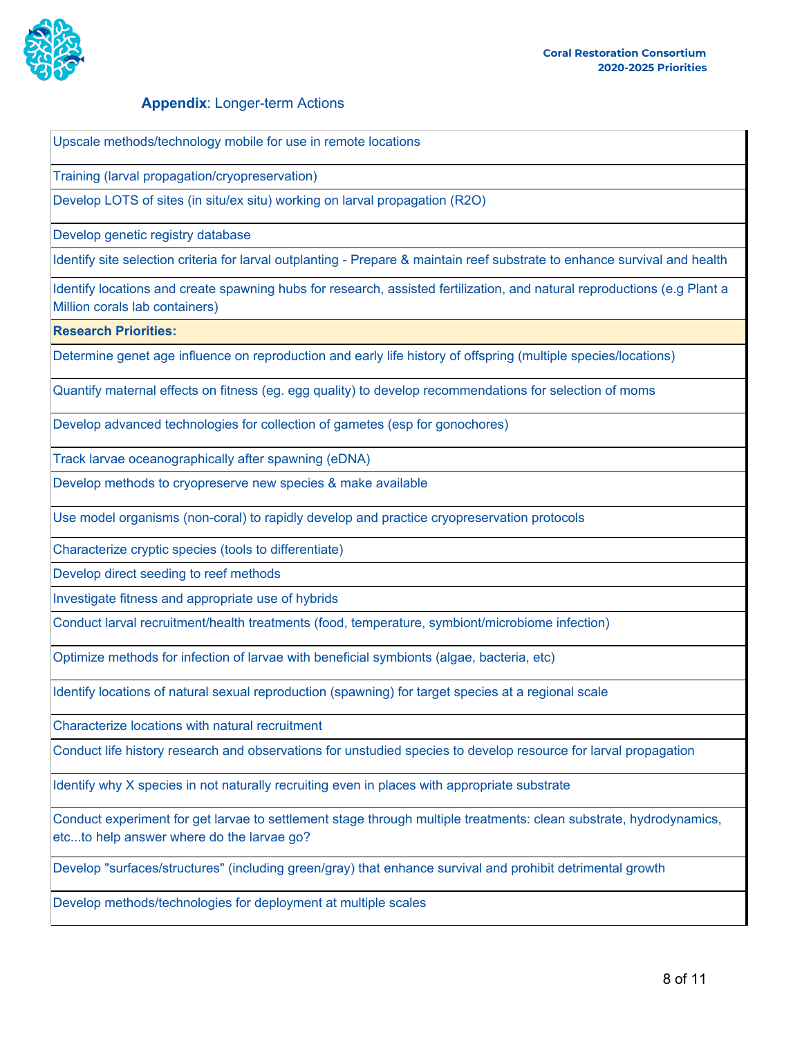## **Appendix**: Longer-term Actions

| |
|---|
| Upscale methods/technology mobile for use in remote locations |
| Training (larval propagation/cryopreservation) |
| Develop LOTS of sites (in situ/ex situ) working on larval propagation (R2O) |
| Develop genetic registry database |
| Identify site selection criteria for larval outplanting - Prepare & maintain reef substrate to enhance survival and health |
| Identify locations and create spawning hubs for research, assisted fertilization, and natural reproductions (e.g Plant a Million corals lab containers) |
| **Research Priorities:** |
| Determine genet age influence on reproduction and early life history of offspring (multiple species/locations) |
| Quantify maternal effects on fitness (eg. egg quality) to develop recommendations for selection of moms |
| Develop advanced technologies for collection of gametes (esp for gonochores) |
| Track larvae oceanographically after spawning (eDNA) |
| Develop methods to cryopreserve new species & make available |
| Use model organisms (non-coral) to rapidly develop and practice cryopreservation protocols |
| Characterize cryptic species (tools to differentiate) |
| Develop direct seeding to reef methods |
| Investigate fitness and appropriate use of hybrids |
| Conduct larval recruitment/health treatments (food, temperature, symbiont/microbiome infection) |
| Optimize methods for infection of larvae with beneficial symbionts (algae, bacteria, etc) |
| Identify locations of natural sexual reproduction (spawning) for target species at a regional scale |
| Characterize locations with natural recruitment |
| Conduct life history research and observations for unstudied species to develop resource for larval propagation |
| Identify why X species in not naturally recruiting even in places with appropriate substrate |
| Conduct experiment for get larvae to settlement stage through multiple treatments: clean substrate, hydrodynamics, etc...to help answer where do the larvae go? |
| Develop "surfaces/structures" (including green/gray) that enhance survival and prohibit detrimental growth |
| Develop methods/technologies for deployment at multiple scales |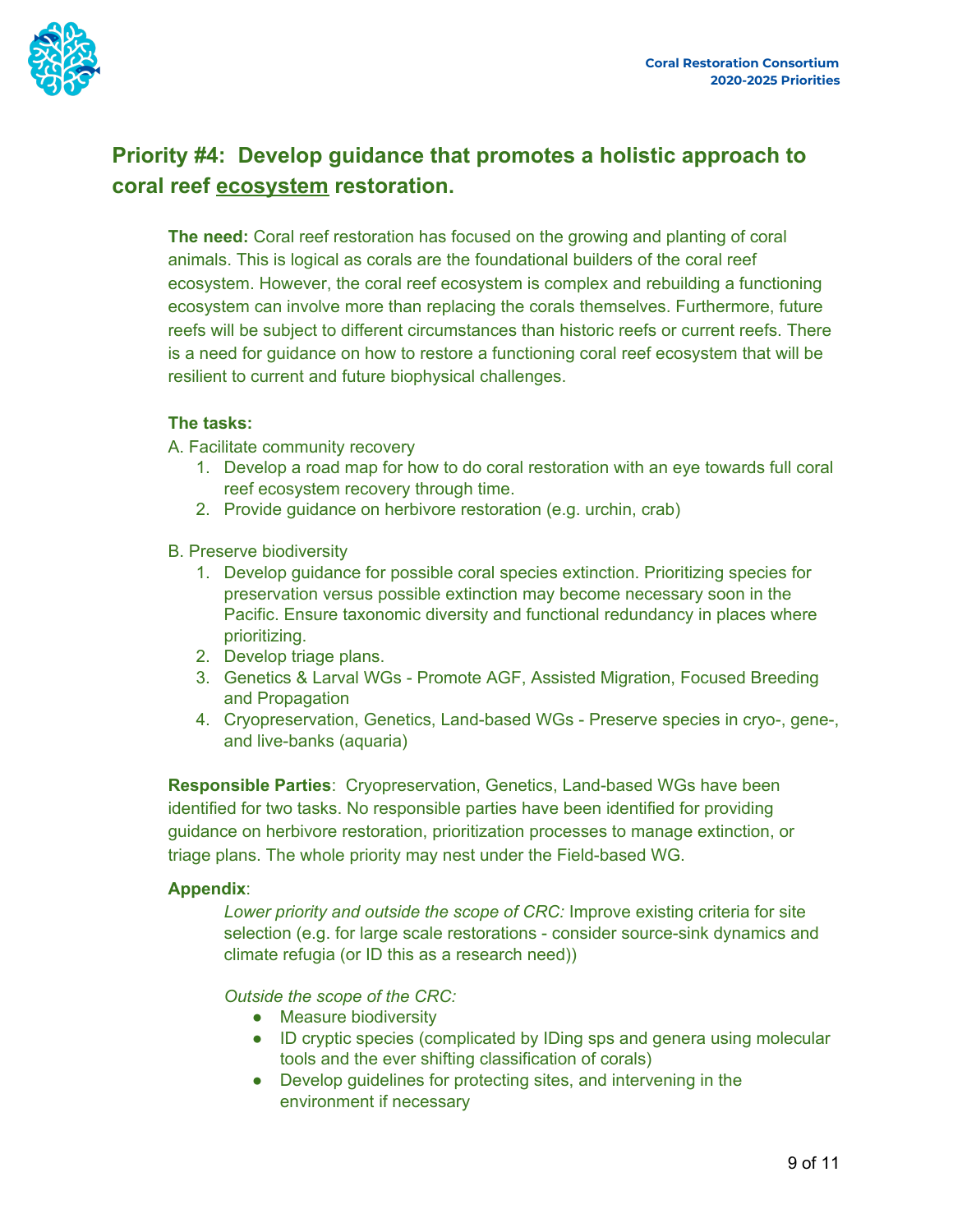## Priority #4: Develop guidance that promotes a holistic approach to coral reef ecosystem restoration.

**The need:** Coral reef restoration has focused on the growing and planting of coral animals. This is logical as corals are the foundational builders of the coral reef ecosystem. However, the coral reef ecosystem is complex and rebuilding a functioning ecosystem can involve more than replacing the corals themselves. Furthermore, future reefs will be subject to different circumstances than historic reefs or current reefs. There is a need for guidance on how to restore a functioning coral reef ecosystem that will be resilient to current and future biophysical challenges.

**The tasks:**

A. Facilitate community recovery

1. Develop a road map for how to do coral restoration with an eye towards full coral reef ecosystem recovery through time.
2. Provide guidance on herbivore restoration (e.g. urchin, crab)

B. Preserve biodiversity

1. Develop guidance for possible coral species extinction. Prioritizing species for preservation versus possible extinction may become necessary soon in the Pacific. Ensure taxonomic diversity and functional redundancy in places where prioritizing.
2. Develop triage plans.
3. Genetics & Larval WGs - Promote AGF, Assisted Migration, Focused Breeding and Propagation
4. Cryopreservation, Genetics, Land-based WGs - Preserve species in cryo-, gene-, and live-banks (aquaria)

**Responsible Parties**: Cryopreservation, Genetics, Land-based WGs have been identified for two tasks. No responsible parties have been identified for providing guidance on herbivore restoration, prioritization processes to manage extinction, or triage plans. The whole priority may nest under the Field-based WG.

**Appendix**:

*Lower priority and outside the scope of CRC:* Improve existing criteria for site selection (e.g. for large scale restorations - consider source-sink dynamics and climate refugia (or ID this as a research need))

*Outside the scope of the CRC:*

- Measure biodiversity
- ID cryptic species (complicated by IDing sps and genera using molecular tools and the ever shifting classification of corals)
- Develop guidelines for protecting sites, and intervening in the environment if necessary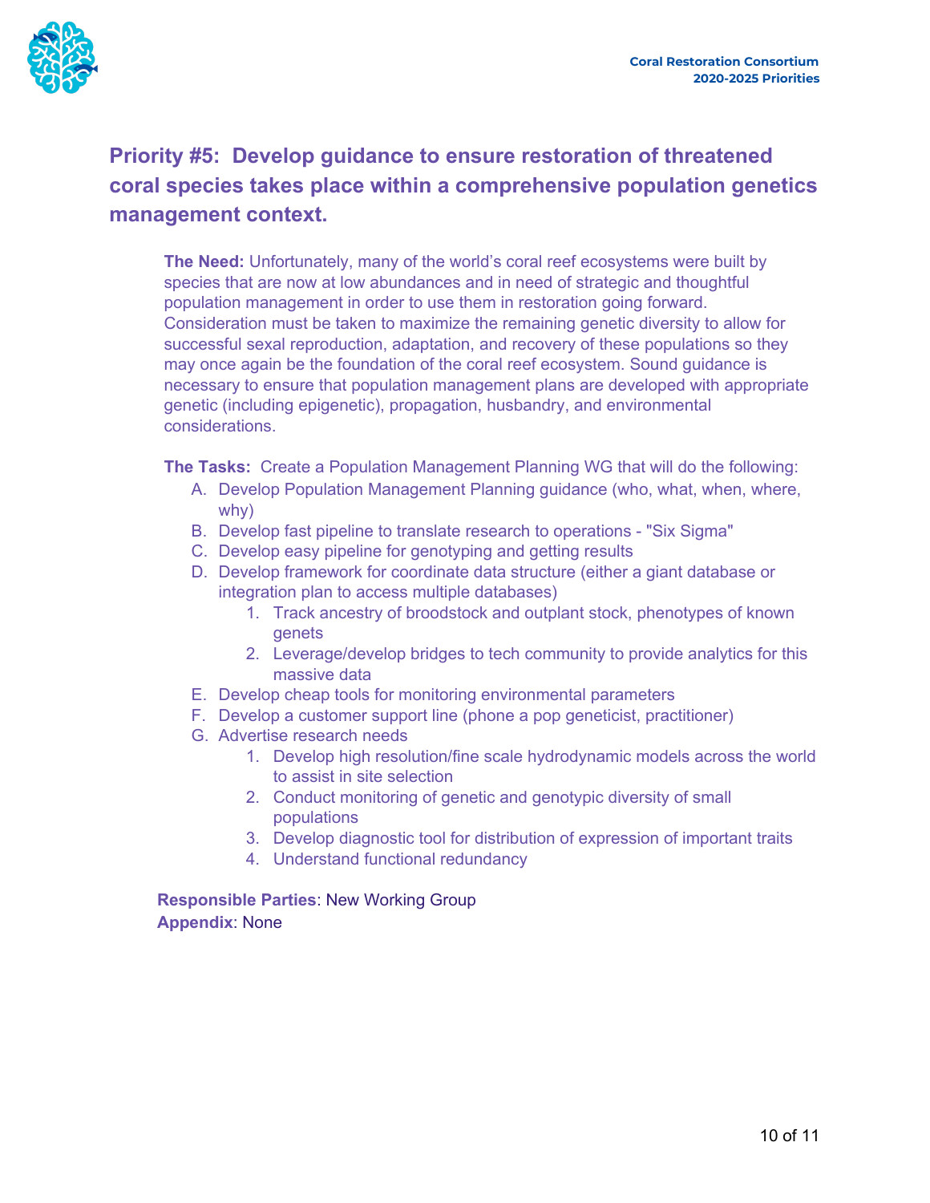## Priority #5: Develop guidance to ensure restoration of threatened coral species takes place within a comprehensive population genetics management context.

**The Need:** Unfortunately, many of the world's coral reef ecosystems were built by species that are now at low abundances and in need of strategic and thoughtful population management in order to use them in restoration going forward. Consideration must be taken to maximize the remaining genetic diversity to allow for successful sexal reproduction, adaptation, and recovery of these populations so they may once again be the foundation of the coral reef ecosystem. Sound guidance is necessary to ensure that population management plans are developed with appropriate genetic (including epigenetic), propagation, husbandry, and environmental considerations.

**The Tasks:** Create a Population Management Planning WG that will do the following:

A. Develop Population Management Planning guidance (who, what, when, where, why)
B. Develop fast pipeline to translate research to operations - "Six Sigma"
C. Develop easy pipeline for genotyping and getting results
D. Develop framework for coordinate data structure (either a giant database or integration plan to access multiple databases)
   1. Track ancestry of broodstock and outplant stock, phenotypes of known genets
   2. Leverage/develop bridges to tech community to provide analytics for this massive data
E. Develop cheap tools for monitoring environmental parameters
F. Develop a customer support line (phone a pop geneticist, practitioner)
G. Advertise research needs
   1. Develop high resolution/fine scale hydrodynamic models across the world to assist in site selection
   2. Conduct monitoring of genetic and genotypic diversity of small populations
   3. Develop diagnostic tool for distribution of expression of important traits
   4. Understand functional redundancy

**Responsible Parties**: New Working Group
**Appendix**: None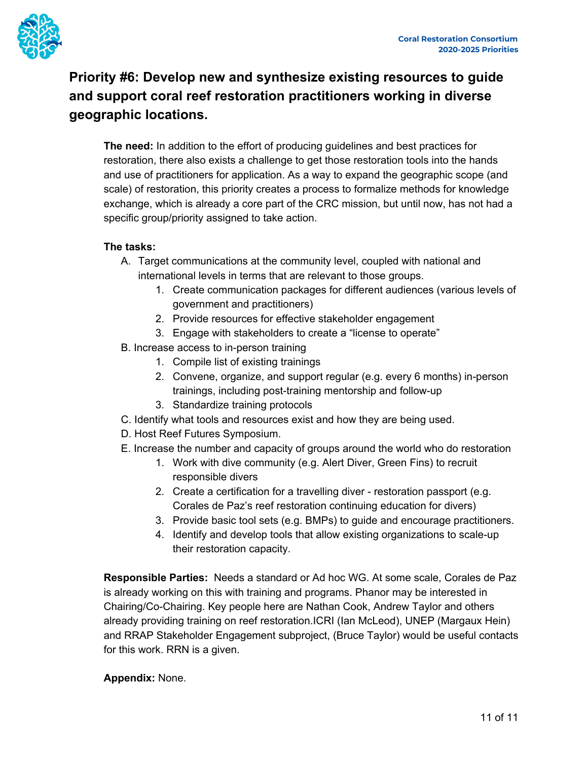## Priority #6: Develop new and synthesize existing resources to guide and support coral reef restoration practitioners working in diverse geographic locations.

**The need:** In addition to the effort of producing guidelines and best practices for restoration, there also exists a challenge to get those restoration tools into the hands and use of practitioners for application. As a way to expand the geographic scope (and scale) of restoration, this priority creates a process to formalize methods for knowledge exchange, which is already a core part of the CRC mission, but until now, has not had a specific group/priority assigned to take action.

**The tasks:**

A. Target communications at the community level, coupled with national and international levels in terms that are relevant to those groups.
    1. Create communication packages for different audiences (various levels of government and practitioners)
    2. Provide resources for effective stakeholder engagement
    3. Engage with stakeholders to create a "license to operate"

B. Increase access to in-person training
    1. Compile list of existing trainings
    2. Convene, organize, and support regular (e.g. every 6 months) in-person trainings, including post-training mentorship and follow-up
    3. Standardize training protocols

C. Identify what tools and resources exist and how they are being used.

D. Host Reef Futures Symposium.

E. Increase the number and capacity of groups around the world who do restoration
    1. Work with dive community (e.g. Alert Diver, Green Fins) to recruit responsible divers
    2. Create a certification for a travelling diver - restoration passport (e.g. Corales de Paz's reef restoration continuing education for divers)
    3. Provide basic tool sets (e.g. BMPs) to guide and encourage practitioners.
    4. Identify and develop tools that allow existing organizations to scale-up their restoration capacity.

**Responsible Parties:** Needs a standard or Ad hoc WG. At some scale, Corales de Paz is already working on this with training and programs. Phanor may be interested in Chairing/Co-Chairing. Key people here are Nathan Cook, Andrew Taylor and others already providing training on reef restoration.ICRI (Ian McLeod), UNEP (Margaux Hein) and RRAP Stakeholder Engagement subproject, (Bruce Taylor) would be useful contacts for this work. RRN is a given.

**Appendix:** None.